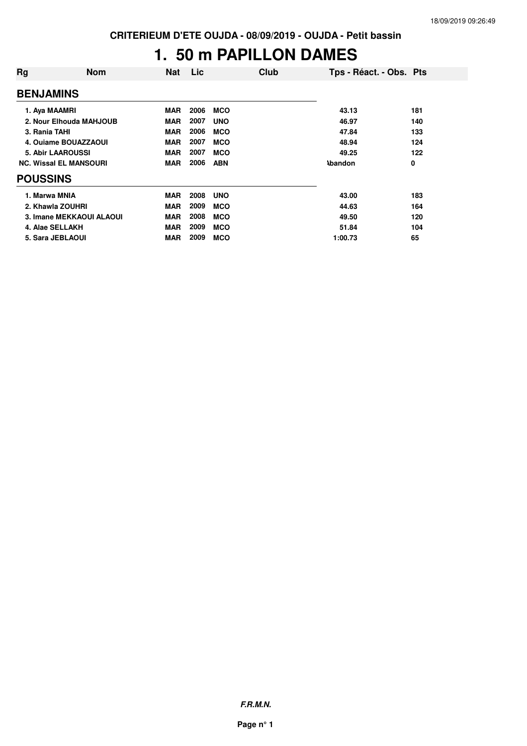**CRITERIUM D'ETE OUJDA - 08/09/2019 - OUJDA - Petit bassin**

# 1. 50 m PAPILLON DAMES

| Rg | Nom | Nat | Lic | Club | Tps - Réact. - Obs. | Pts |
|---|---|---|---|---|---|---|
| **BENJAMINS** | | | | | | |
| 1. | Aya MAAMRI | MAR | 2006 | MCO | 43.13 | 181 |
| 2. | Nour Elhouda MAHJOUB | MAR | 2007 | UNO | 46.97 | 140 |
| 3. | Rania TAHI | MAR | 2006 | MCO | 47.84 | 133 |
| 4. | Ouiame BOUAZZAOUI | MAR | 2007 | MCO | 48.94 | 124 |
| 5. | Abir LAAROUSSI | MAR | 2007 | MCO | 49.25 | 122 |
| NC. | Wissal EL MANSOURI | MAR | 2006 | ABN | Abandon | 0 |
| **POUSSINS** | | | | | | |
| 1. | Marwa MNIA | MAR | 2008 | UNO | 43.00 | 183 |
| 2. | Khawla ZOUHRI | MAR | 2009 | MCO | 44.63 | 164 |
| 3. | Imane MEKKAOUI ALAOUI | MAR | 2008 | MCO | 49.50 | 120 |
| 4. | Alae SELLAKH | MAR | 2009 | MCO | 51.84 | 104 |
| 5. | Sara JEBLAOUI | MAR | 2009 | MCO | 1:00.73 | 65 |

***F.R.M.N.***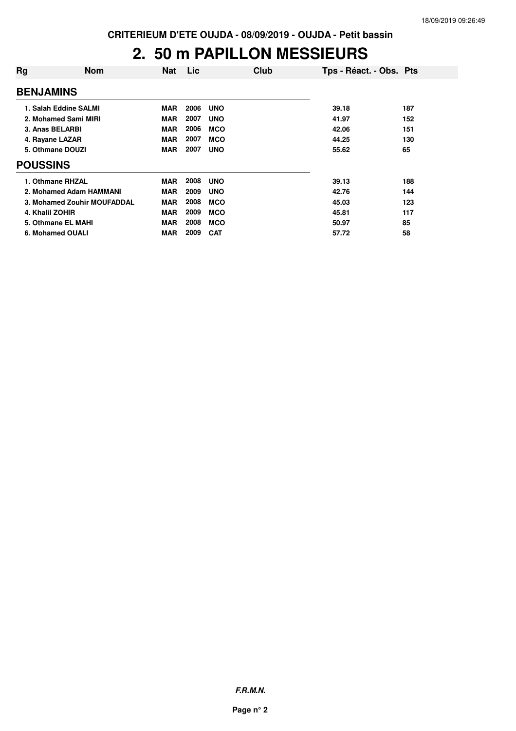CRITERIEUM D'ETE OUJDA - 08/09/2019 - OUJDA - Petit bassin

# 2. 50 m PAPILLON MESSIEURS

| Rg | Nom | Nat | Lic | Club | Tps - Réact. - Obs. | Pts |
|---|---|---|---|---|---|---|
| **BENJAMINS** | | | | | | |
| 1. | Salah Eddine SALMI | MAR | 2006 | UNO | 39.18 | 187 |
| 2. | Mohamed Sami MIRI | MAR | 2007 | UNO | 41.97 | 152 |
| 3. | Anas BELARBI | MAR | 2006 | MCO | 42.06 | 151 |
| 4. | Rayane LAZAR | MAR | 2007 | MCO | 44.25 | 130 |
| 5. | Othmane DOUZI | MAR | 2007 | UNO | 55.62 | 65 |
| **POUSSINS** | | | | | | |
| 1. | Othmane RHZAL | MAR | 2008 | UNO | 39.13 | 188 |
| 2. | Mohamed Adam HAMMANI | MAR | 2009 | UNO | 42.76 | 144 |
| 3. | Mohamed Zouhir MOUFADDAL | MAR | 2008 | MCO | 45.03 | 123 |
| 4. | Khalil ZOHIR | MAR | 2009 | MCO | 45.81 | 117 |
| 5. | Othmane EL MAHI | MAR | 2008 | MCO | 50.97 | 85 |
| 6. | Mohamed OUALI | MAR | 2009 | CAT | 57.72 | 58 |

*F.R.M.N.*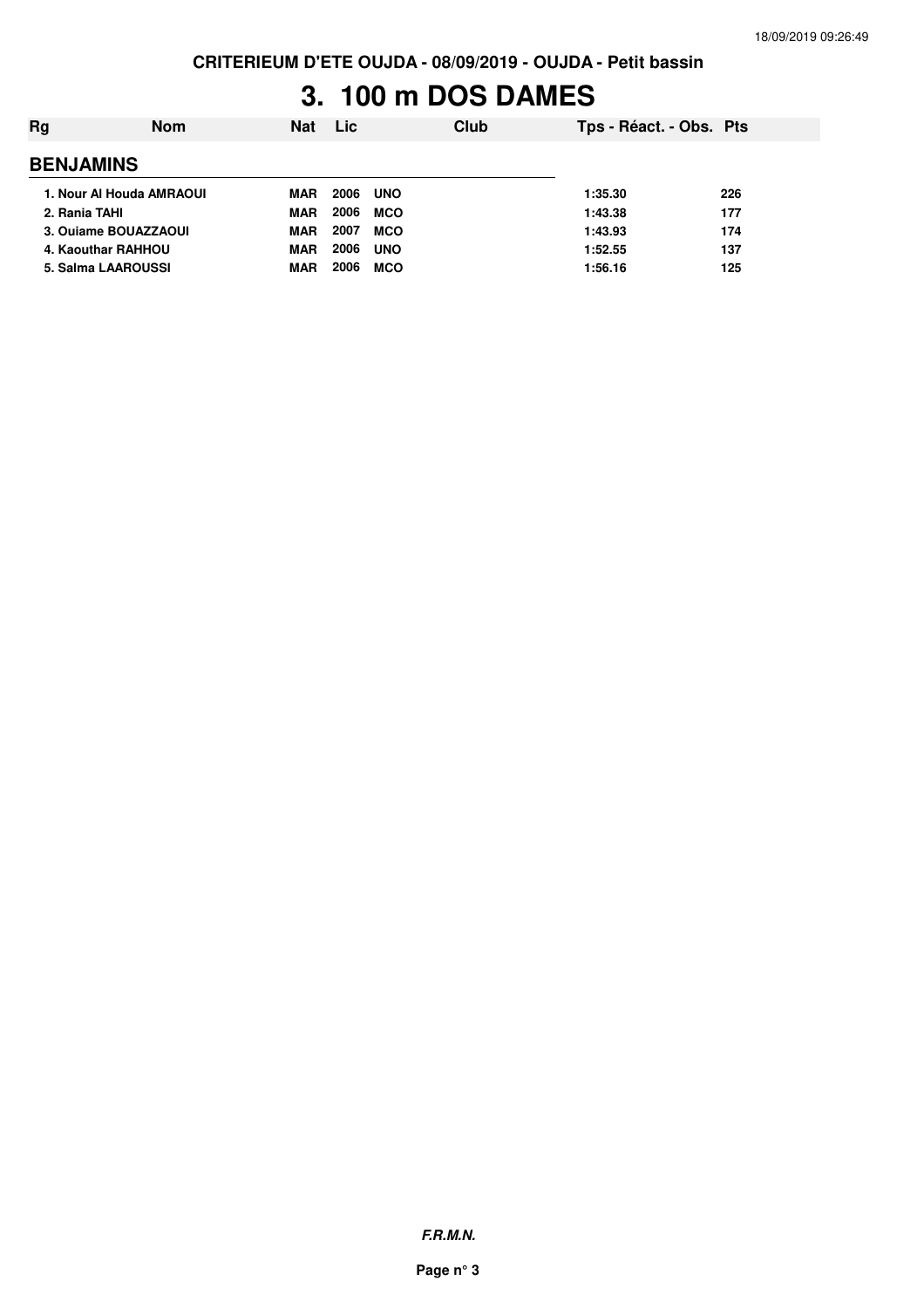# 3. 100 m DOS DAMES

| Rg | Nom | Nat | Lic | Club | Tps - Réact. - Obs. | Pts |
|---|---|---|---|---|---|---|
| **BENJAMINS** | | | | | | |
| 1. | Nour Al Houda AMRAOUI | MAR | 2006 | UNO | 1:35.30 | 226 |
| 2. | Rania TAHI | MAR | 2006 | MCO | 1:43.38 | 177 |
| 3. | Ouiame BOUAZZAOUI | MAR | 2007 | MCO | 1:43.93 | 174 |
| 4. | Kaouthar RAHHOU | MAR | 2006 | UNO | 1:52.55 | 137 |
| 5. | Salma LAAROUSSI | MAR | 2006 | MCO | 1:56.16 | 125 |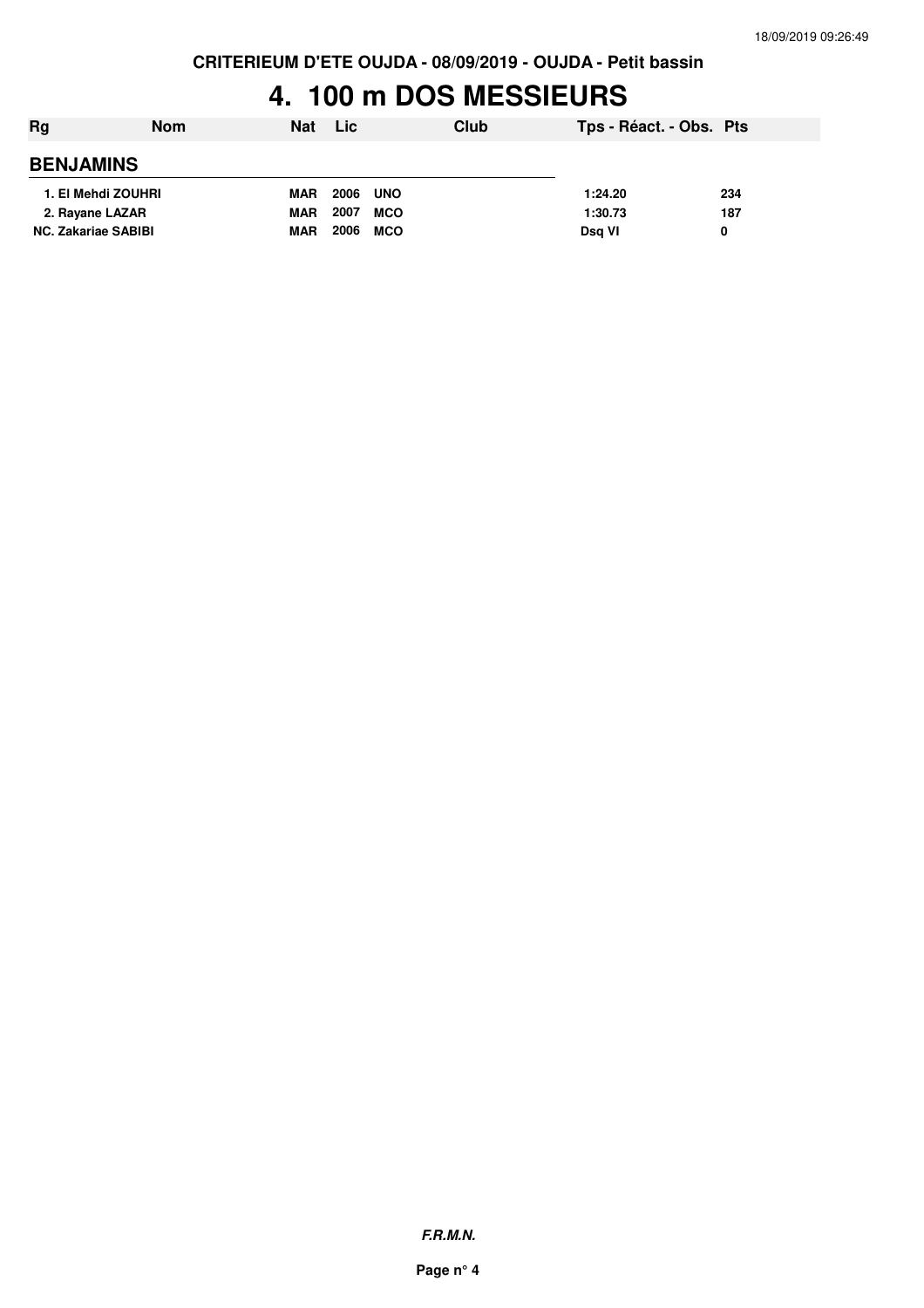CRITERIEUM D'ETE OUJDA - 08/09/2019 - OUJDA - Petit bassin

# 4. 100 m DOS MESSIEURS

| Rg | Nom | Nat | Lic | Club | Tps - Réact. - Obs. | Pts |
|---|---|---|---|---|---|---|
| **BENJAMINS** | | | | | | |
| 1. | El Mehdi ZOUHRI | MAR | 2006 | UNO | 1:24.20 | 234 |
| 2. | Rayane LAZAR | MAR | 2007 | MCO | 1:30.73 | 187 |
| NC. | Zakariae SABIBI | MAR | 2006 | MCO | Dsq VI | 0 |

***F.R.M.N.***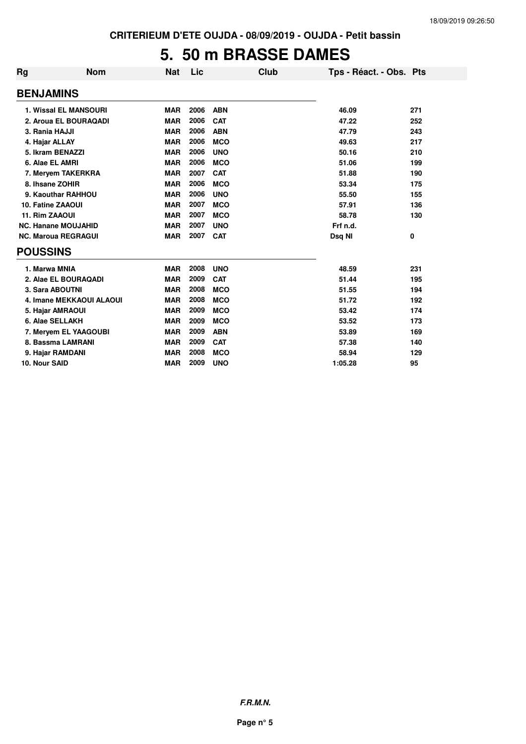CRITERIEUM D'ETE OUJDA - 08/09/2019 - OUJDA - Petit bassin

# 5. 50 m BRASSE DAMES

| Rg | Nom | Nat | Lic | Club | Tps - Réact. - Obs. | Pts |
|---|---|---|---|---|---|---|
| **BENJAMINS** | | | | | | |
| 1. | Wissal EL MANSOURI | MAR | 2006 | ABN | 46.09 | 271 |
| 2. | Aroua EL BOURAQADI | MAR | 2006 | CAT | 47.22 | 252 |
| 3. | Rania HAJJI | MAR | 2006 | ABN | 47.79 | 243 |
| 4. | Hajar ALLAY | MAR | 2006 | MCO | 49.63 | 217 |
| 5. | Ikram BENAZZI | MAR | 2006 | UNO | 50.16 | 210 |
| 6. | Alae EL AMRI | MAR | 2006 | MCO | 51.06 | 199 |
| 7. | Meryem TAKERKRA | MAR | 2007 | CAT | 51.88 | 190 |
| 8. | Ihsane ZOHIR | MAR | 2006 | MCO | 53.34 | 175 |
| 9. | Kaouthar RAHHOU | MAR | 2006 | UNO | 55.50 | 155 |
| 10. | Fatine ZAAOUI | MAR | 2007 | MCO | 57.91 | 136 |
| 11. | Rim ZAAOUI | MAR | 2007 | MCO | 58.78 | 130 |
| NC. | Hanane MOUJAHID | MAR | 2007 | UNO | Frf n.d. | |
| NC. | Maroua REGRAGUI | MAR | 2007 | CAT | Dsq NI | 0 |
| **POUSSINS** | | | | | | |
| 1. | Marwa MNIA | MAR | 2008 | UNO | 48.59 | 231 |
| 2. | Alae EL BOURAQADI | MAR | 2009 | CAT | 51.44 | 195 |
| 3. | Sara ABOUTNI | MAR | 2008 | MCO | 51.55 | 194 |
| 4. | Imane MEKKAOUI ALAOUI | MAR | 2008 | MCO | 51.72 | 192 |
| 5. | Hajar AMRAOUI | MAR | 2009 | MCO | 53.42 | 174 |
| 6. | Alae SELLAKH | MAR | 2009 | MCO | 53.52 | 173 |
| 7. | Meryem EL YAAGOUBI | MAR | 2009 | ABN | 53.89 | 169 |
| 8. | Bassma LAMRANI | MAR | 2009 | CAT | 57.38 | 140 |
| 9. | Hajar RAMDANI | MAR | 2008 | MCO | 58.94 | 129 |
| 10. | Nour SAID | MAR | 2009 | UNO | 1:05.28 | 95 |

*F.R.M.N.*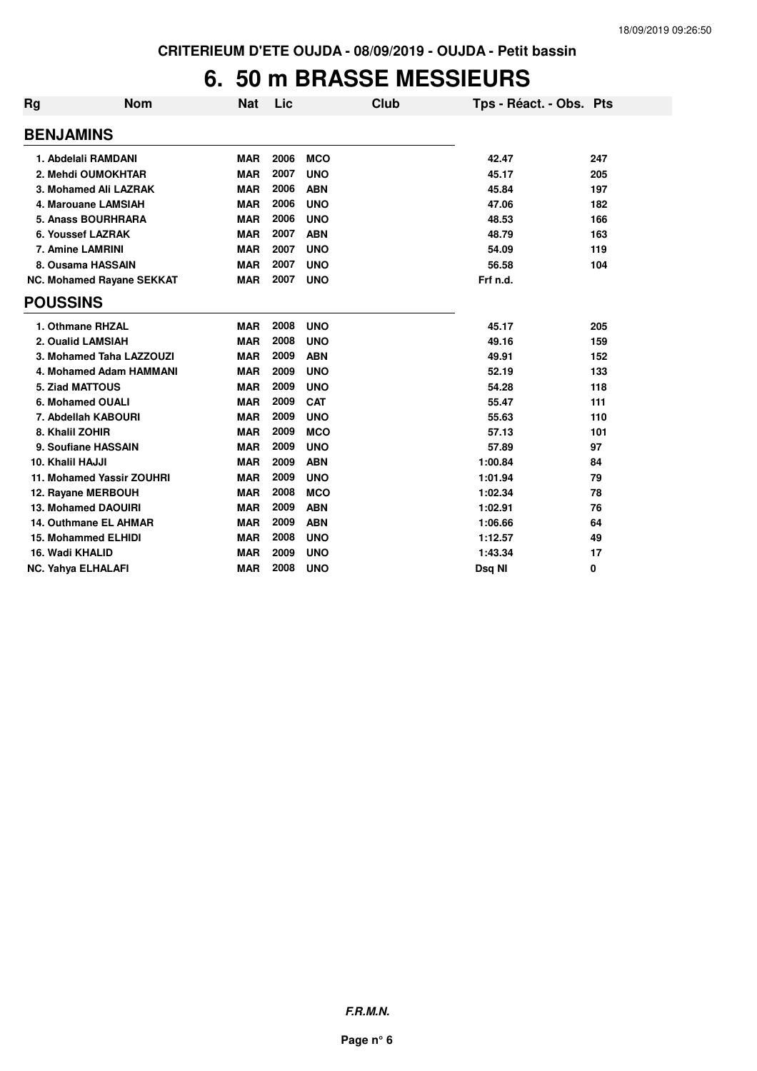CRITERIEUM D'ETE OUJDA - 08/09/2019 - OUJDA - Petit bassin

# 6. 50 m BRASSE MESSIEURS

| Rg | Nom | Nat | Lic | Club | Tps - Réact. - Obs. | Pts |
|---|---|---|---|---|---|---|
| **BENJAMINS** | | | | | | |
| 1. | Abdelali RAMDANI | MAR | 2006 | MCO | 42.47 | 247 |
| 2. | Mehdi OUMOKHTAR | MAR | 2007 | UNO | 45.17 | 205 |
| 3. | Mohamed Ali LAZRAK | MAR | 2006 | ABN | 45.84 | 197 |
| 4. | Marouane LAMSIAH | MAR | 2006 | UNO | 47.06 | 182 |
| 5. | Anass BOURHRARA | MAR | 2006 | UNO | 48.53 | 166 |
| 6. | Youssef LAZRAK | MAR | 2007 | ABN | 48.79 | 163 |
| 7. | Amine LAMRINI | MAR | 2007 | UNO | 54.09 | 119 |
| 8. | Ousama HASSAIN | MAR | 2007 | UNO | 56.58 | 104 |
| NC. | Mohamed Rayane SEKKAT | MAR | 2007 | UNO | Frf n.d. | |
| **POUSSINS** | | | | | | |
| 1. | Othmane RHZAL | MAR | 2008 | UNO | 45.17 | 205 |
| 2. | Oualid LAMSIAH | MAR | 2008 | UNO | 49.16 | 159 |
| 3. | Mohamed Taha LAZZOUZI | MAR | 2009 | ABN | 49.91 | 152 |
| 4. | Mohamed Adam HAMMANI | MAR | 2009 | UNO | 52.19 | 133 |
| 5. | Ziad MATTOUS | MAR | 2009 | UNO | 54.28 | 118 |
| 6. | Mohamed OUALI | MAR | 2009 | CAT | 55.47 | 111 |
| 7. | Abdellah KABOURI | MAR | 2009 | UNO | 55.63 | 110 |
| 8. | Khalil ZOHIR | MAR | 2009 | MCO | 57.13 | 101 |
| 9. | Soufiane HASSAIN | MAR | 2009 | UNO | 57.89 | 97 |
| 10. | Khalil HAJJI | MAR | 2009 | ABN | 1:00.84 | 84 |
| 11. | Mohamed Yassir ZOUHRI | MAR | 2009 | UNO | 1:01.94 | 79 |
| 12. | Rayane MERBOUH | MAR | 2008 | MCO | 1:02.34 | 78 |
| 13. | Mohamed DAOUIRI | MAR | 2009 | ABN | 1:02.91 | 76 |
| 14. | Outhmane EL AHMAR | MAR | 2009 | ABN | 1:06.66 | 64 |
| 15. | Mohammed ELHIDI | MAR | 2008 | UNO | 1:12.57 | 49 |
| 16. | Wadi KHALID | MAR | 2009 | UNO | 1:43.34 | 17 |
| NC. | Yahya ELHALAFI | MAR | 2008 | UNO | Dsq NI | 0 |

*F.R.M.N.*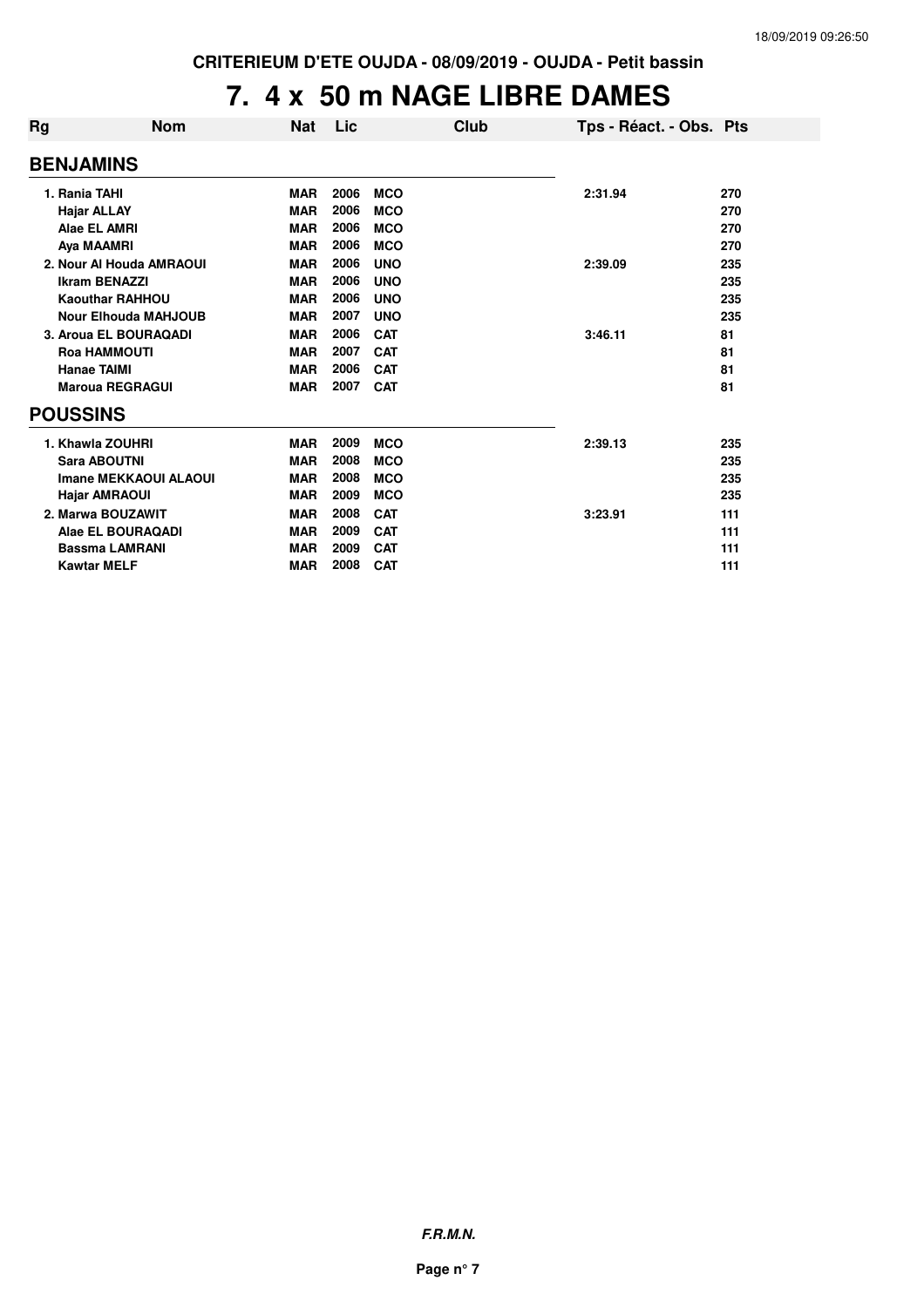CRITERIEUM D'ETE OUJDA - 08/09/2019 - OUJDA - Petit bassin

# 7. 4 x 50 m NAGE LIBRE DAMES

| Rg | Nom | Nat | Lic | Club | Tps - Réact. - Obs. | Pts |
|---|---|---|---|---|---|---|
| **BENJAMINS** | | | | | | |
| 1. | Rania TAHI | MAR | 2006 | MCO | 2:31.94 | 270 |
| | Hajar ALLAY | MAR | 2006 | MCO | | 270 |
| | Alae EL AMRI | MAR | 2006 | MCO | | 270 |
| | Aya MAAMRI | MAR | 2006 | MCO | | 270 |
| 2. | Nour Al Houda AMRAOUI | MAR | 2006 | UNO | 2:39.09 | 235 |
| | Ikram BENAZZI | MAR | 2006 | UNO | | 235 |
| | Kaouthar RAHHOU | MAR | 2006 | UNO | | 235 |
| | Nour Elhouda MAHJOUB | MAR | 2007 | UNO | | 235 |
| 3. | Aroua EL BOURAQADI | MAR | 2006 | CAT | 3:46.11 | 81 |
| | Roa HAMMOUTI | MAR | 2007 | CAT | | 81 |
| | Hanae TAIMI | MAR | 2006 | CAT | | 81 |
| | Maroua REGRAGUI | MAR | 2007 | CAT | | 81 |
| **POUSSINS** | | | | | | |
| 1. | Khawla ZOUHRI | MAR | 2009 | MCO | 2:39.13 | 235 |
| | Sara ABOUTNI | MAR | 2008 | MCO | | 235 |
| | Imane MEKKAOUI ALAOUI | MAR | 2008 | MCO | | 235 |
| | Hajar AMRAOUI | MAR | 2009 | MCO | | 235 |
| 2. | Marwa BOUZAWIT | MAR | 2008 | CAT | 3:23.91 | 111 |
| | Alae EL BOURAQADI | MAR | 2009 | CAT | | 111 |
| | Bassma LAMRANI | MAR | 2009 | CAT | | 111 |
| | Kawtar MELF | MAR | 2008 | CAT | | 111 |

*F.R.M.N.*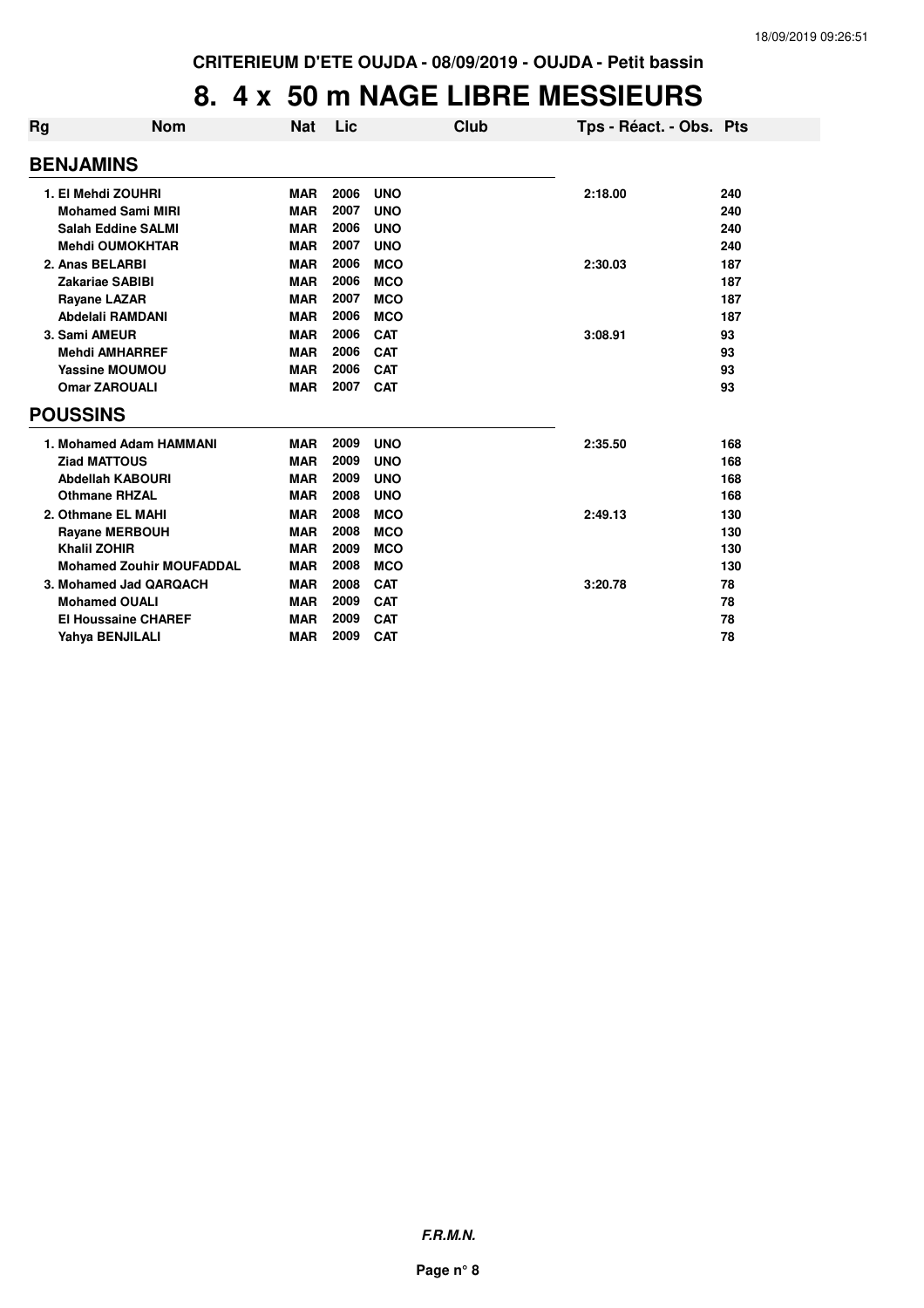CRITERIEUM D'ETE OUJDA - 08/09/2019 - OUJDA - Petit bassin

# 8. 4 x 50 m NAGE LIBRE MESSIEURS

| Rg | Nom | Nat | Lic | Club | Tps - Réact. - Obs. | Pts |
|---|---|---|---|---|---|---|
| **BENJAMINS** | | | | | | |
| 1. El Mehdi ZOUHRI | | MAR | 2006 | UNO | 2:18.00 | 240 |
| | Mohamed Sami MIRI | MAR | 2007 | UNO | | 240 |
| | Salah Eddine SALMI | MAR | 2006 | UNO | | 240 |
| | Mehdi OUMOKHTAR | MAR | 2007 | UNO | | 240 |
| 2. Anas BELARBI | | MAR | 2006 | MCO | 2:30.03 | 187 |
| | Zakariae SABIBI | MAR | 2006 | MCO | | 187 |
| | Rayane LAZAR | MAR | 2007 | MCO | | 187 |
| | Abdelali RAMDANI | MAR | 2006 | MCO | | 187 |
| 3. Sami AMEUR | | MAR | 2006 | CAT | 3:08.91 | 93 |
| | Mehdi AMHARREF | MAR | 2006 | CAT | | 93 |
| | Yassine MOUMOU | MAR | 2006 | CAT | | 93 |
| | Omar ZAROUALI | MAR | 2007 | CAT | | 93 |
| **POUSSINS** | | | | | | |
| 1. Mohamed Adam HAMMANI | | MAR | 2009 | UNO | 2:35.50 | 168 |
| | Ziad MATTOUS | MAR | 2009 | UNO | | 168 |
| | Abdellah KABOURI | MAR | 2009 | UNO | | 168 |
| | Othmane RHZAL | MAR | 2008 | UNO | | 168 |
| 2. Othmane EL MAHI | | MAR | 2008 | MCO | 2:49.13 | 130 |
| | Rayane MERBOUH | MAR | 2008 | MCO | | 130 |
| | Khalil ZOHIR | MAR | 2009 | MCO | | 130 |
| | Mohamed Zouhir MOUFADDAL | MAR | 2008 | MCO | | 130 |
| 3. Mohamed Jad QARQACH | | MAR | 2008 | CAT | 3:20.78 | 78 |
| | Mohamed OUALI | MAR | 2009 | CAT | | 78 |
| | El Houssaine CHAREF | MAR | 2009 | CAT | | 78 |
| | Yahya BENJILALI | MAR | 2009 | CAT | | 78 |

*F.R.M.N.*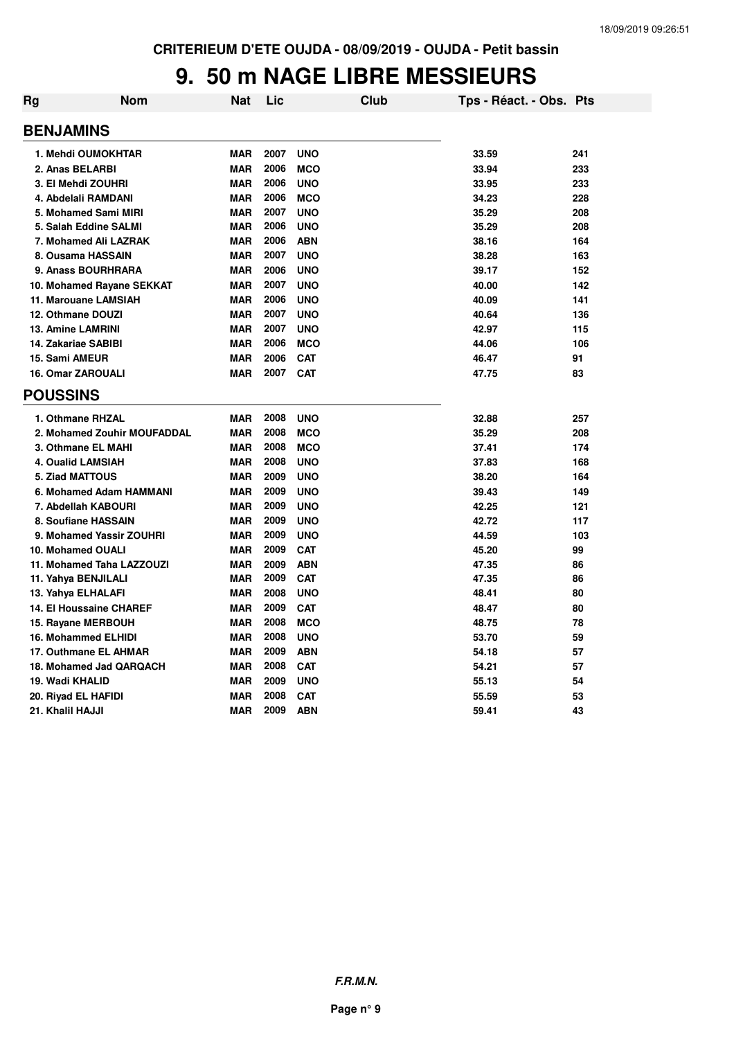CRITERIEUM D'ETE OUJDA - 08/09/2019 - OUJDA - Petit bassin

# 9. 50 m NAGE LIBRE MESSIEURS

| Rg | Nom | Nat | Lic | Club | Tps - Réact. - Obs. | Pts |
|---|---|---|---|---|---|---|
| **BENJAMINS** | | | | | | |
| 1. Mehdi OUMOKHTAR | | MAR | 2007 | UNO | 33.59 | 241 |
| 2. Anas BELARBI | | MAR | 2006 | MCO | 33.94 | 233 |
| 3. El Mehdi ZOUHRI | | MAR | 2006 | UNO | 33.95 | 233 |
| 4. Abdelali RAMDANI | | MAR | 2006 | MCO | 34.23 | 228 |
| 5. Mohamed Sami MIRI | | MAR | 2007 | UNO | 35.29 | 208 |
| 5. Salah Eddine SALMI | | MAR | 2006 | UNO | 35.29 | 208 |
| 7. Mohamed Ali LAZRAK | | MAR | 2006 | ABN | 38.16 | 164 |
| 8. Ousama HASSAIN | | MAR | 2007 | UNO | 38.28 | 163 |
| 9. Anass BOURHRARA | | MAR | 2006 | UNO | 39.17 | 152 |
| 10. Mohamed Rayane SEKKAT | | MAR | 2007 | UNO | 40.00 | 142 |
| 11. Marouane LAMSIAH | | MAR | 2006 | UNO | 40.09 | 141 |
| 12. Othmane DOUZI | | MAR | 2007 | UNO | 40.64 | 136 |
| 13. Amine LAMRINI | | MAR | 2007 | UNO | 42.97 | 115 |
| 14. Zakariae SABIBI | | MAR | 2006 | MCO | 44.06 | 106 |
| 15. Sami AMEUR | | MAR | 2006 | CAT | 46.47 | 91 |
| 16. Omar ZAROUALI | | MAR | 2007 | CAT | 47.75 | 83 |
| **POUSSINS** | | | | | | |
| 1. Othmane RHZAL | | MAR | 2008 | UNO | 32.88 | 257 |
| 2. Mohamed Zouhir MOUFADDAL | | MAR | 2008 | MCO | 35.29 | 208 |
| 3. Othmane EL MAHI | | MAR | 2008 | MCO | 37.41 | 174 |
| 4. Oualid LAMSIAH | | MAR | 2008 | UNO | 37.83 | 168 |
| 5. Ziad MATTOUS | | MAR | 2009 | UNO | 38.20 | 164 |
| 6. Mohamed Adam HAMMANI | | MAR | 2009 | UNO | 39.43 | 149 |
| 7. Abdellah KABOURI | | MAR | 2009 | UNO | 42.25 | 121 |
| 8. Soufiane HASSAIN | | MAR | 2009 | UNO | 42.72 | 117 |
| 9. Mohamed Yassir ZOUHRI | | MAR | 2009 | UNO | 44.59 | 103 |
| 10. Mohamed OUALI | | MAR | 2009 | CAT | 45.20 | 99 |
| 11. Mohamed Taha LAZZOUZI | | MAR | 2009 | ABN | 47.35 | 86 |
| 11. Yahya BENJILALI | | MAR | 2009 | CAT | 47.35 | 86 |
| 13. Yahya ELHALAFI | | MAR | 2008 | UNO | 48.41 | 80 |
| 14. El Houssaine CHAREF | | MAR | 2009 | CAT | 48.47 | 80 |
| 15. Rayane MERBOUH | | MAR | 2008 | MCO | 48.75 | 78 |
| 16. Mohammed ELHIDI | | MAR | 2008 | UNO | 53.70 | 59 |
| 17. Outhmane EL AHMAR | | MAR | 2009 | ABN | 54.18 | 57 |
| 18. Mohamed Jad QARQACH | | MAR | 2008 | CAT | 54.21 | 57 |
| 19. Wadi KHALID | | MAR | 2009 | UNO | 55.13 | 54 |
| 20. Riyad EL HAFIDI | | MAR | 2008 | CAT | 55.59 | 53 |
| 21. Khalil HAJJI | | MAR | 2009 | ABN | 59.41 | 43 |

***F.R.M.N.***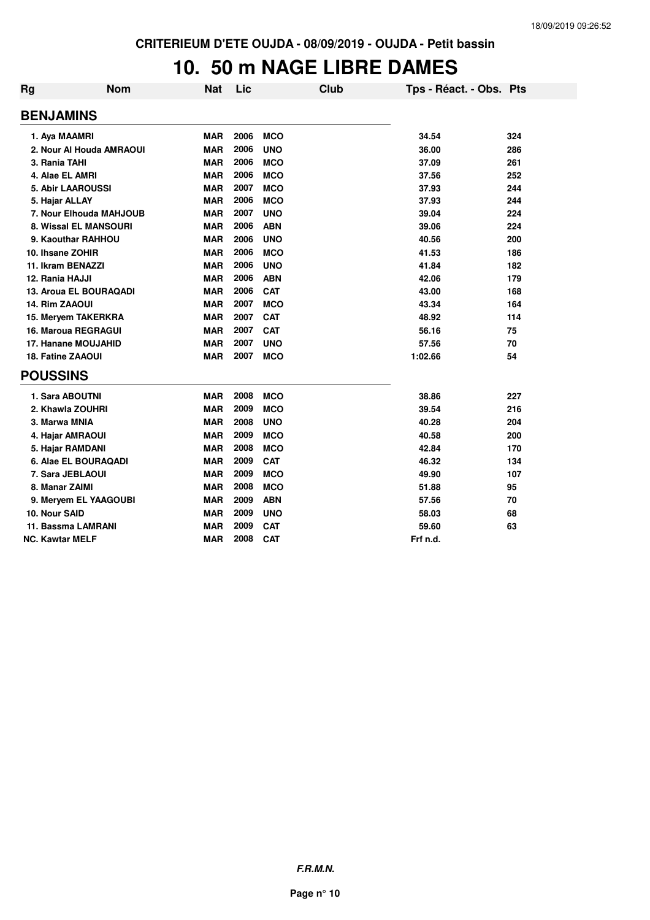CRITERIEUM D'ETE OUJDA - 08/09/2019 - OUJDA - Petit bassin

# 10. 50 m NAGE LIBRE DAMES

| Rg | Nom | Nat | Lic | Club | Tps - Réact. - Obs. | Pts |
|---|---|---|---|---|---|---|
| **BENJAMINS** | | | | | | |
| 1. | Aya MAAMRI | MAR | 2006 | MCO | 34.54 | 324 |
| 2. | Nour Al Houda AMRAOUI | MAR | 2006 | UNO | 36.00 | 286 |
| 3. | Rania TAHI | MAR | 2006 | MCO | 37.09 | 261 |
| 4. | Alae EL AMRI | MAR | 2006 | MCO | 37.56 | 252 |
| 5. | Abir LAAROUSSI | MAR | 2007 | MCO | 37.93 | 244 |
| 5. | Hajar ALLAY | MAR | 2006 | MCO | 37.93 | 244 |
| 7. | Nour Elhouda MAHJOUB | MAR | 2007 | UNO | 39.04 | 224 |
| 8. | Wissal EL MANSOURI | MAR | 2006 | ABN | 39.06 | 224 |
| 9. | Kaouthar RAHHOU | MAR | 2006 | UNO | 40.56 | 200 |
| 10. | Ihsane ZOHIR | MAR | 2006 | MCO | 41.53 | 186 |
| 11. | Ikram BENAZZI | MAR | 2006 | UNO | 41.84 | 182 |
| 12. | Rania HAJJI | MAR | 2006 | ABN | 42.06 | 179 |
| 13. | Aroua EL BOURAQADI | MAR | 2006 | CAT | 43.00 | 168 |
| 14. | Rim ZAAOUI | MAR | 2007 | MCO | 43.34 | 164 |
| 15. | Meryem TAKERKRA | MAR | 2007 | CAT | 48.92 | 114 |
| 16. | Maroua REGRAGUI | MAR | 2007 | CAT | 56.16 | 75 |
| 17. | Hanane MOUJAHID | MAR | 2007 | UNO | 57.56 | 70 |
| 18. | Fatine ZAAOUI | MAR | 2007 | MCO | 1:02.66 | 54 |
| **POUSSINS** | | | | | | |
| 1. | Sara ABOUTNI | MAR | 2008 | MCO | 38.86 | 227 |
| 2. | Khawla ZOUHRI | MAR | 2009 | MCO | 39.54 | 216 |
| 3. | Marwa MNIA | MAR | 2008 | UNO | 40.28 | 204 |
| 4. | Hajar AMRAOUI | MAR | 2009 | MCO | 40.58 | 200 |
| 5. | Hajar RAMDANI | MAR | 2008 | MCO | 42.84 | 170 |
| 6. | Alae EL BOURAQADI | MAR | 2009 | CAT | 46.32 | 134 |
| 7. | Sara JEBLAOUI | MAR | 2009 | MCO | 49.90 | 107 |
| 8. | Manar ZAIMI | MAR | 2008 | MCO | 51.88 | 95 |
| 9. | Meryem EL YAAGOUBI | MAR | 2009 | ABN | 57.56 | 70 |
| 10. | Nour SAID | MAR | 2009 | UNO | 58.03 | 68 |
| 11. | Bassma LAMRANI | MAR | 2009 | CAT | 59.60 | 63 |
| NC. | Kawtar MELF | MAR | 2008 | CAT | Frf n.d. | |

F.R.M.N.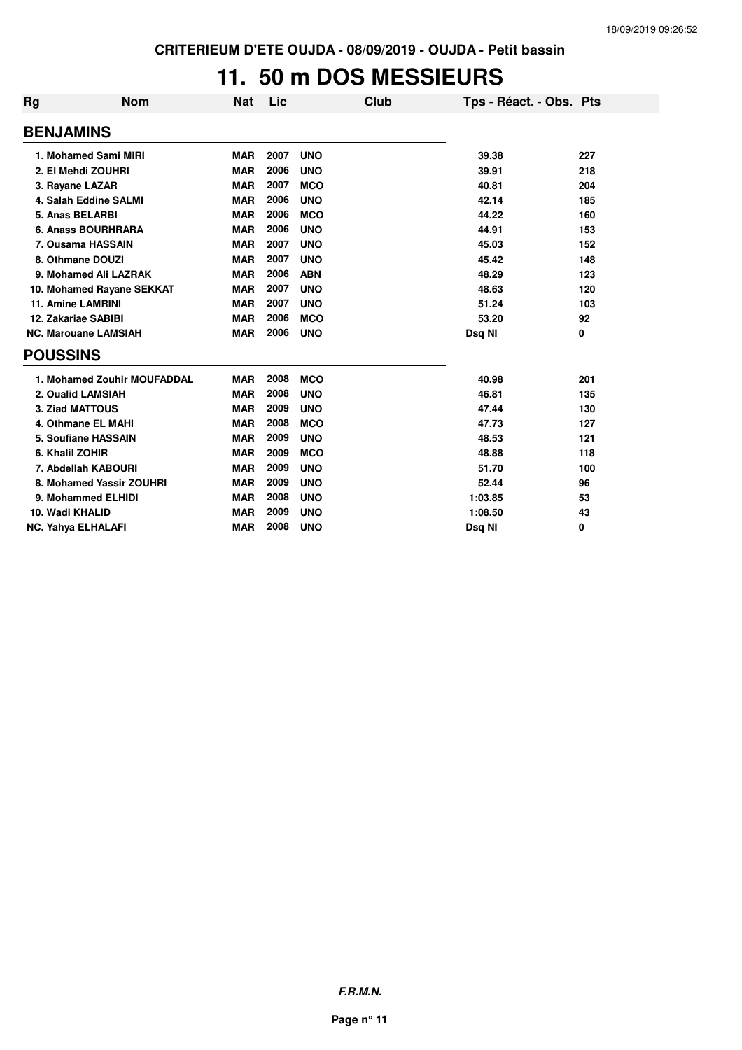# 11. 50 m DOS MESSIEURS

| Rg | Nom | Nat | Lic | Club | Tps - Réact. - Obs. | Pts |
|---|---|---|---|---|---|---|
| **BENJAMINS** | | | | | | |
| 1. | Mohamed Sami MIRI | MAR | 2007 | UNO | 39.38 | 227 |
| 2. | El Mehdi ZOUHRI | MAR | 2006 | UNO | 39.91 | 218 |
| 3. | Rayane LAZAR | MAR | 2007 | MCO | 40.81 | 204 |
| 4. | Salah Eddine SALMI | MAR | 2006 | UNO | 42.14 | 185 |
| 5. | Anas BELARBI | MAR | 2006 | MCO | 44.22 | 160 |
| 6. | Anass BOURHRARA | MAR | 2006 | UNO | 44.91 | 153 |
| 7. | Ousama HASSAIN | MAR | 2007 | UNO | 45.03 | 152 |
| 8. | Othmane DOUZI | MAR | 2007 | UNO | 45.42 | 148 |
| 9. | Mohamed Ali LAZRAK | MAR | 2006 | ABN | 48.29 | 123 |
| 10. | Mohamed Rayane SEKKAT | MAR | 2007 | UNO | 48.63 | 120 |
| 11. | Amine LAMRINI | MAR | 2007 | UNO | 51.24 | 103 |
| 12. | Zakariae SABIBI | MAR | 2006 | MCO | 53.20 | 92 |
| NC. | Marouane LAMSIAH | MAR | 2006 | UNO | Dsq NI | 0 |
| **POUSSINS** | | | | | | |
| 1. | Mohamed Zouhir MOUFADDAL | MAR | 2008 | MCO | 40.98 | 201 |
| 2. | Oualid LAMSIAH | MAR | 2008 | UNO | 46.81 | 135 |
| 3. | Ziad MATTOUS | MAR | 2009 | UNO | 47.44 | 130 |
| 4. | Othmane EL MAHI | MAR | 2008 | MCO | 47.73 | 127 |
| 5. | Soufiane HASSAIN | MAR | 2009 | UNO | 48.53 | 121 |
| 6. | Khalil ZOHIR | MAR | 2009 | MCO | 48.88 | 118 |
| 7. | Abdellah KABOURI | MAR | 2009 | UNO | 51.70 | 100 |
| 8. | Mohamed Yassir ZOUHRI | MAR | 2009 | UNO | 52.44 | 96 |
| 9. | Mohammed ELHIDI | MAR | 2008 | UNO | 1:03.85 | 53 |
| 10. | Wadi KHALID | MAR | 2009 | UNO | 1:08.50 | 43 |
| NC. | Yahya ELHALAFI | MAR | 2008 | UNO | Dsq NI | 0 |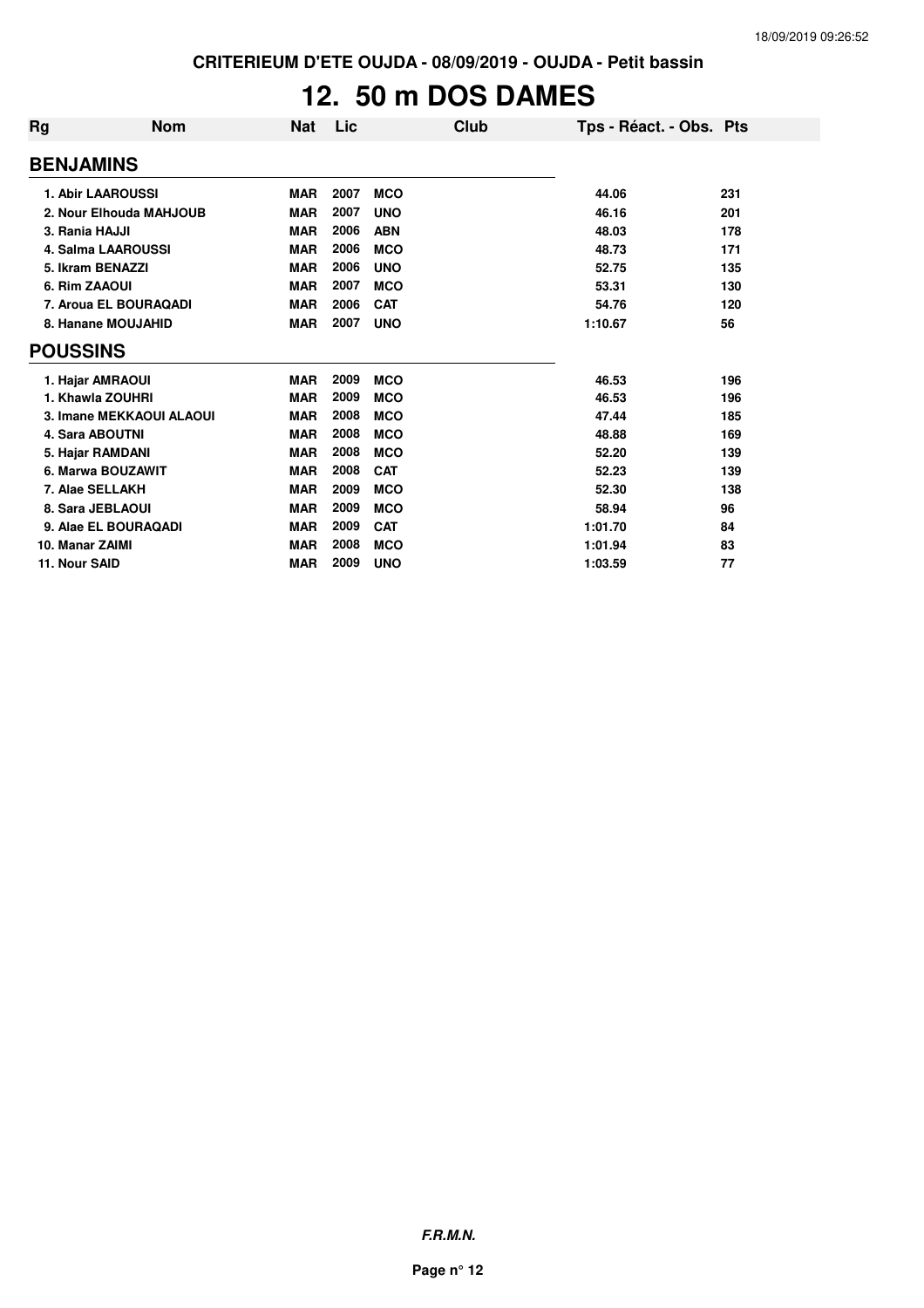CRITERIUM D'ETE OUJDA - 08/09/2019 - OUJDA - Petit bassin

# 12. 50 m DOS DAMES

| Rg | Nom | Nat | Lic | Club | Tps - Réact. - Obs. | Pts |
|---|---|---|---|---|---|---|
| **BENJAMINS** | | | | | | |
| 1. | Abir LAAROUSSI | MAR | 2007 | MCO | 44.06 | 231 |
| 2. | Nour Elhouda MAHJOUB | MAR | 2007 | UNO | 46.16 | 201 |
| 3. | Rania HAJJI | MAR | 2006 | ABN | 48.03 | 178 |
| 4. | Salma LAAROUSSI | MAR | 2006 | MCO | 48.73 | 171 |
| 5. | Ikram BENAZZI | MAR | 2006 | UNO | 52.75 | 135 |
| 6. | Rim ZAAOUI | MAR | 2007 | MCO | 53.31 | 130 |
| 7. | Aroua EL BOURAQADI | MAR | 2006 | CAT | 54.76 | 120 |
| 8. | Hanane MOUJAHID | MAR | 2007 | UNO | 1:10.67 | 56 |
| **POUSSINS** | | | | | | |
| 1. | Hajar AMRAOUI | MAR | 2009 | MCO | 46.53 | 196 |
| 1. | Khawla ZOUHRI | MAR | 2009 | MCO | 46.53 | 196 |
| 3. | Imane MEKKAOUI ALAOUI | MAR | 2008 | MCO | 47.44 | 185 |
| 4. | Sara ABOUTNI | MAR | 2008 | MCO | 48.88 | 169 |
| 5. | Hajar RAMDANI | MAR | 2008 | MCO | 52.20 | 139 |
| 6. | Marwa BOUZAWIT | MAR | 2008 | CAT | 52.23 | 139 |
| 7. | Alae SELLAKH | MAR | 2009 | MCO | 52.30 | 138 |
| 8. | Sara JEBLAOUI | MAR | 2009 | MCO | 58.94 | 96 |
| 9. | Alae EL BOURAQADI | MAR | 2009 | CAT | 1:01.70 | 84 |
| 10. | Manar ZAIMI | MAR | 2008 | MCO | 1:01.94 | 83 |
| 11. | Nour SAID | MAR | 2009 | UNO | 1:03.59 | 77 |

*F.R.M.N.*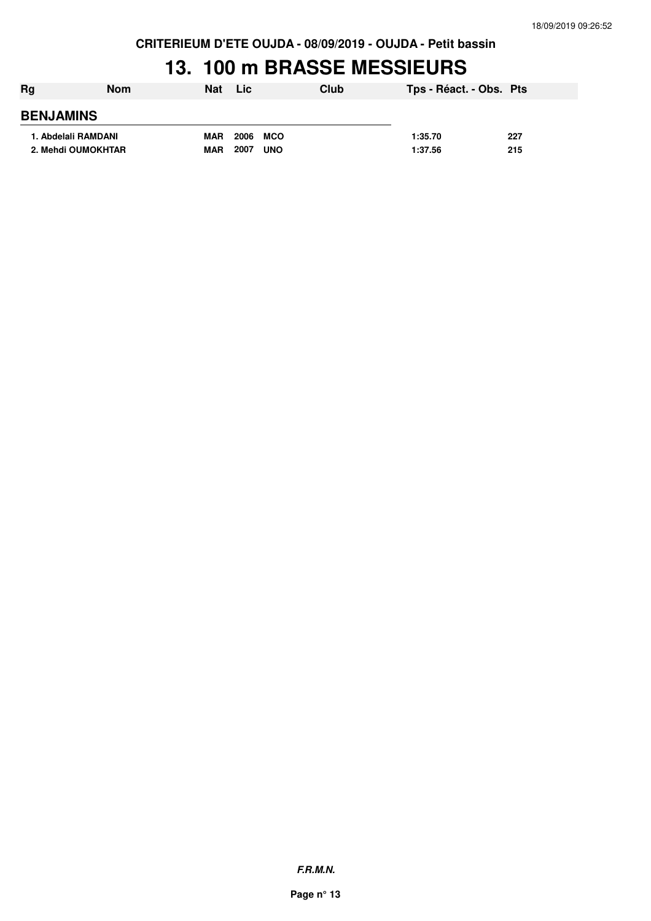CRITERIEUM D'ETE OUJDA - 08/09/2019 - OUJDA - Petit bassin

# 13. 100 m BRASSE MESSIEURS

| Rg | Nom | Nat | Lic | Club | Tps - Réact. - Obs. | Pts |
|---|---|---|---|---|---|---|
| **BENJAMINS** | | | | | | |
| 1. | Abdelali RAMDANI | MAR | 2006 | MCO | 1:35.70 | 227 |
| 2. | Mehdi OUMOKHTAR | MAR | 2007 | UNO | 1:37.56 | 215 |

***F.R.M.N.***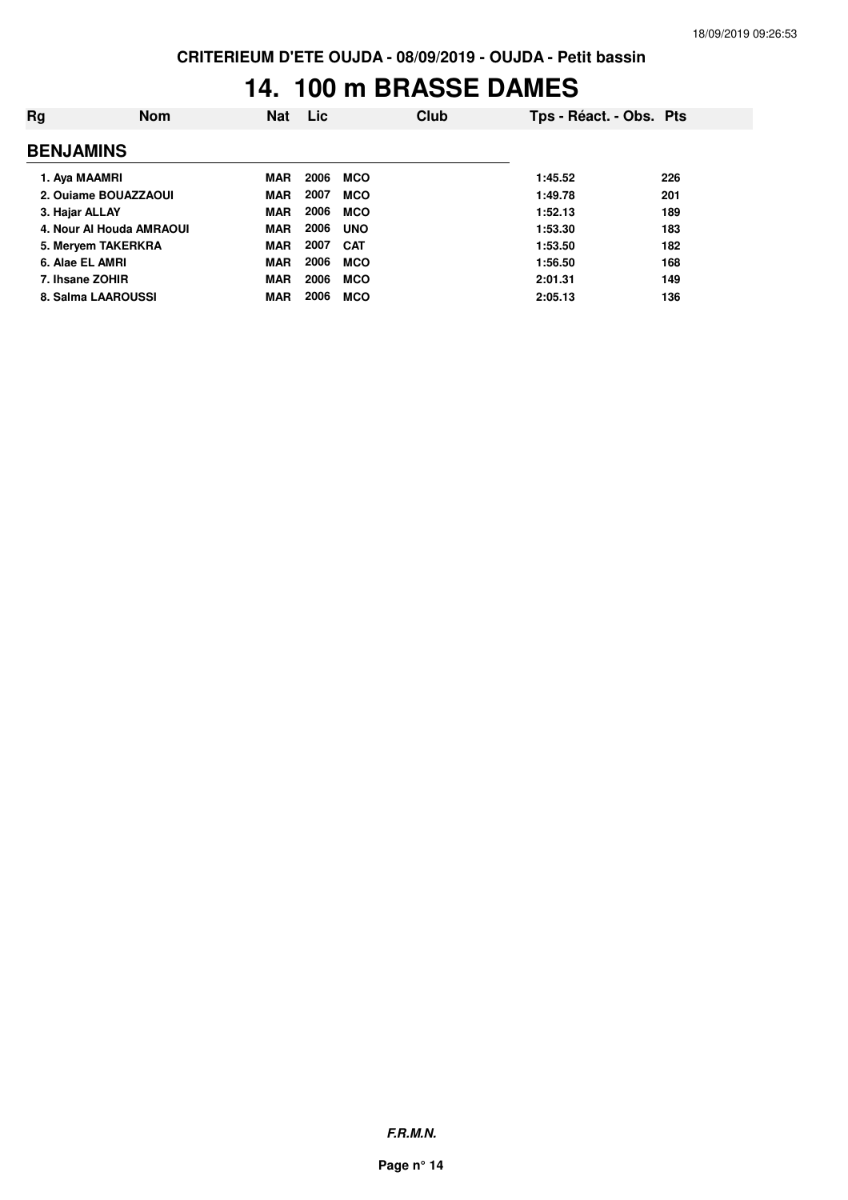CRITERIEUM D'ETE OUJDA - 08/09/2019 - OUJDA - Petit bassin

# 14. 100 m BRASSE DAMES

| Rg | Nom | Nat | Lic | Club | Tps - Réact. - Obs. | Pts |
|---|---|---|---|---|---|---|
| **BENJAMINS** | | | | | | |
| 1. | Aya MAAMRI | MAR | 2006 | MCO | 1:45.52 | 226 |
| 2. | Ouiame BOUAZZAOUI | MAR | 2007 | MCO | 1:49.78 | 201 |
| 3. | Hajar ALLAY | MAR | 2006 | MCO | 1:52.13 | 189 |
| 4. | Nour Al Houda AMRAOUI | MAR | 2006 | UNO | 1:53.30 | 183 |
| 5. | Meryem TAKERKRA | MAR | 2007 | CAT | 1:53.50 | 182 |
| 6. | Alae EL AMRI | MAR | 2006 | MCO | 1:56.50 | 168 |
| 7. | Ihsane ZOHIR | MAR | 2006 | MCO | 2:01.31 | 149 |
| 8. | Salma LAAROUSSI | MAR | 2006 | MCO | 2:05.13 | 136 |

*F.R.M.N.*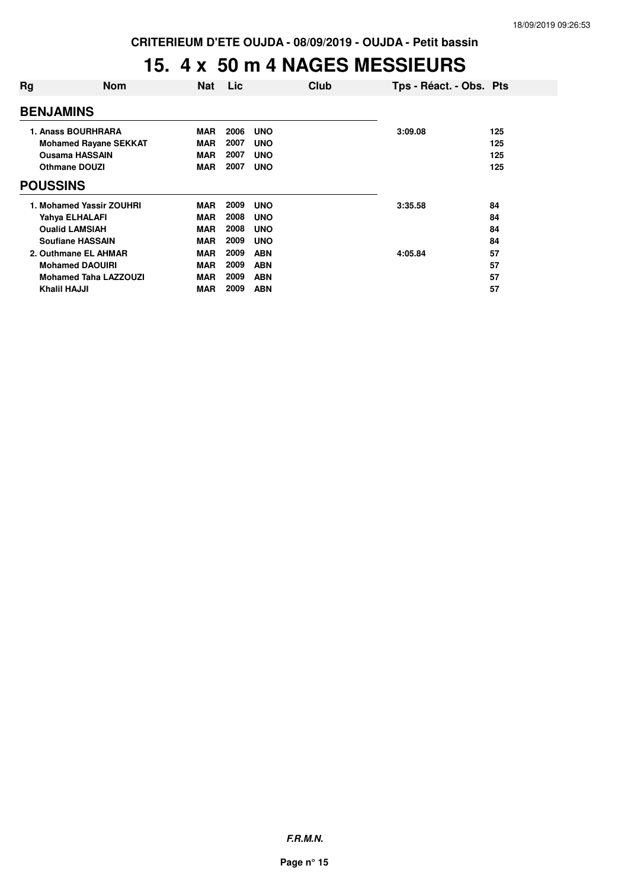CRITERIUM D'ETE OUJDA - 08/09/2019 - OUJDA - Petit bassin

# 15. 4 x 50 m 4 NAGES MESSIEURS

| Rg | Nom | Nat | Lic | Club | Tps - Réact. - Obs. | Pts |
|---|---|---|---|---|---|---|
| **BENJAMINS** | | | | | | |
| 1. | Anass BOURHRARA | MAR | 2006 | UNO | 3:09.08 | 125 |
| | Mohamed Rayane SEKKAT | MAR | 2007 | UNO | | 125 |
| | Ousama HASSAIN | MAR | 2007 | UNO | | 125 |
| | Othmane DOUZI | MAR | 2007 | UNO | | 125 |
| **POUSSINS** | | | | | | |
| 1. | Mohamed Yassir ZOUHRI | MAR | 2009 | UNO | 3:35.58 | 84 |
| | Yahya ELHALAFI | MAR | 2008 | UNO | | 84 |
| | Oualid LAMSIAH | MAR | 2008 | UNO | | 84 |
| | Soufiane HASSAIN | MAR | 2009 | UNO | | 84 |
| 2. | Outhmane EL AHMAR | MAR | 2009 | ABN | 4:05.84 | 57 |
| | Mohamed DAOUIRI | MAR | 2009 | ABN | | 57 |
| | Mohamed Taha LAZZOUZI | MAR | 2009 | ABN | | 57 |
| | Khalil HAJJI | MAR | 2009 | ABN | | 57 |

*F.R.M.N.*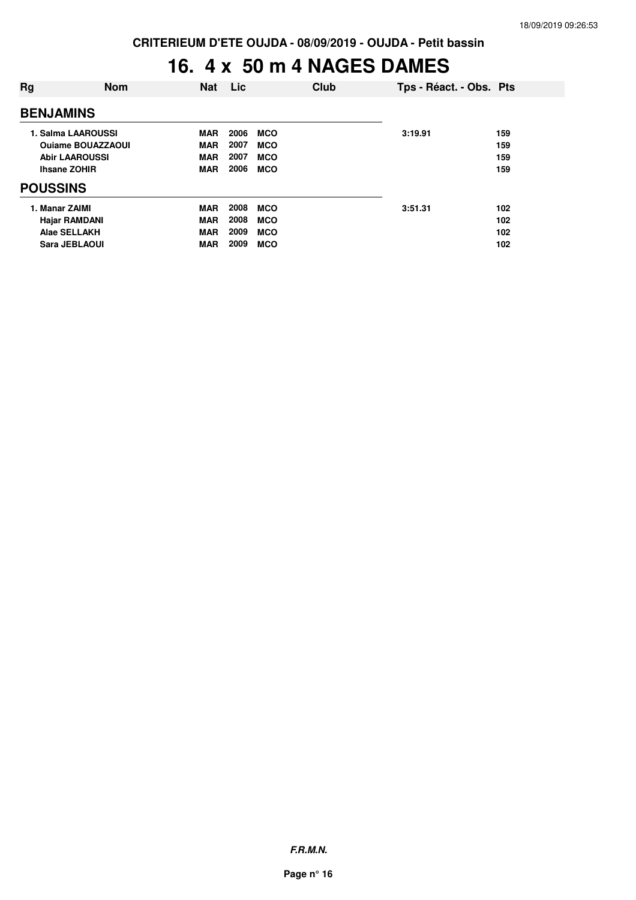# 16. 4 x 50 m 4 NAGES DAMES

| Rg | Nom | Nat | Lic | Club | Tps - Réact. - Obs. | Pts |
|---|---|---|---|---|---|---|
| **BENJAMINS** | | | | | | |
| 1. | Salma LAAROUSSI | MAR | 2006 | MCO | 3:19.91 | 159 |
| | Ouiame BOUAZZAOUI | MAR | 2007 | MCO | | 159 |
| | Abir LAAROUSSI | MAR | 2007 | MCO | | 159 |
| | Ihsane ZOHIR | MAR | 2006 | MCO | | 159 |
| **POUSSINS** | | | | | | |
| 1. | Manar ZAIMI | MAR | 2008 | MCO | 3:51.31 | 102 |
| | Hajar RAMDANI | MAR | 2008 | MCO | | 102 |
| | Alae SELLAKH | MAR | 2009 | MCO | | 102 |
| | Sara JEBLAOUI | MAR | 2009 | MCO | | 102 |